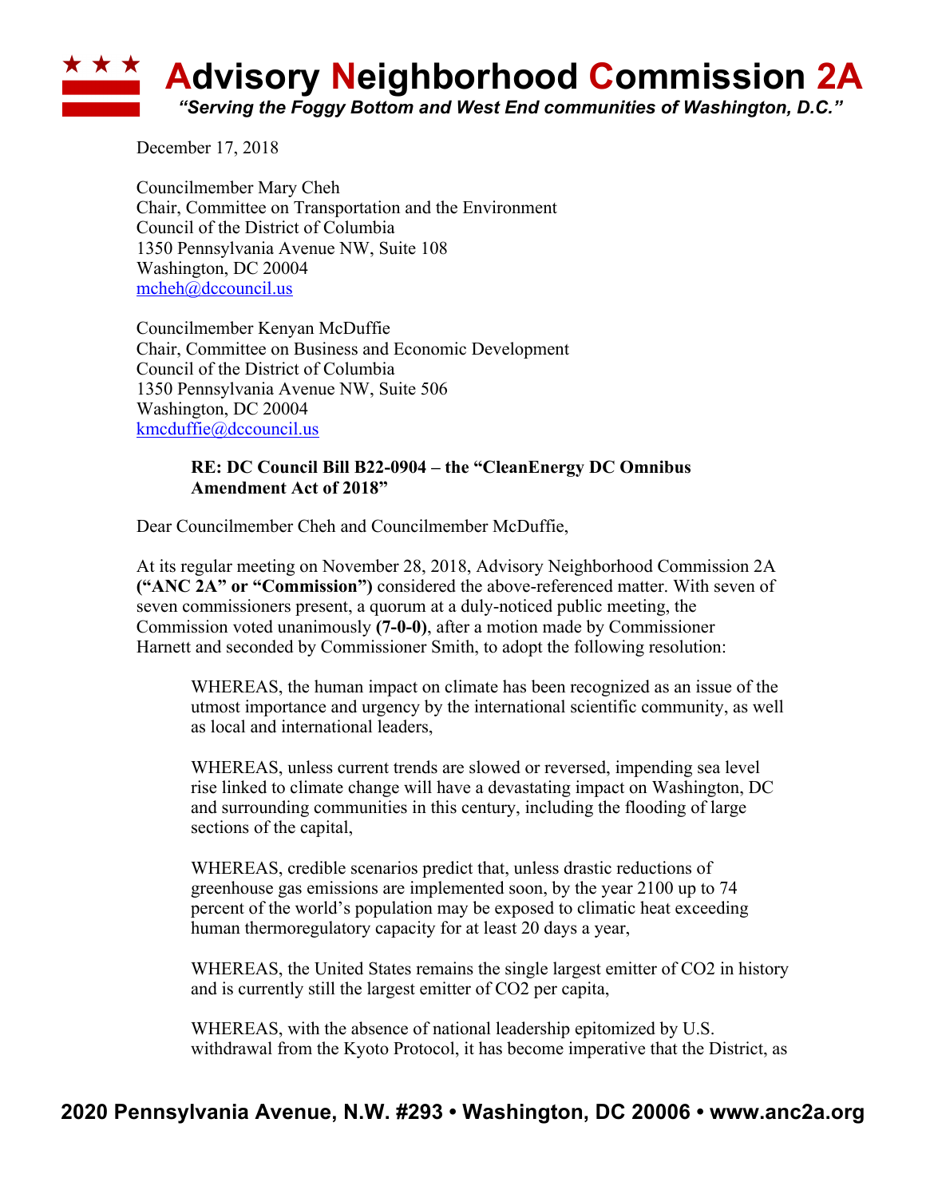# Advisory Neighborhood Commission 2A

*"Serving the Foggy Bottom and West End communities of Washington, D.C."*

December 17, 2018

Councilmember Mary Cheh
Chair, Committee on Transportation and the Environment
Council of the District of Columbia
1350 Pennsylvania Avenue NW, Suite 108
Washington, DC 20004
mcheh@dccouncil.us

Councilmember Kenyan McDuffie
Chair, Committee on Business and Economic Development
Council of the District of Columbia
1350 Pennsylvania Avenue NW, Suite 506
Washington, DC 20004
kmcduffie@dccouncil.us

**RE: DC Council Bill B22-0904 – the "CleanEnergy DC Omnibus Amendment Act of 2018"**

Dear Councilmember Cheh and Councilmember McDuffie,

At its regular meeting on November 28, 2018, Advisory Neighborhood Commission 2A **("ANC 2A" or "Commission")** considered the above-referenced matter. With seven of seven commissioners present, a quorum at a duly-noticed public meeting, the Commission voted unanimously **(7-0-0)**, after a motion made by Commissioner Harnett and seconded by Commissioner Smith, to adopt the following resolution:

> WHEREAS, the human impact on climate has been recognized as an issue of the utmost importance and urgency by the international scientific community, as well as local and international leaders,
>
> WHEREAS, unless current trends are slowed or reversed, impending sea level rise linked to climate change will have a devastating impact on Washington, DC and surrounding communities in this century, including the flooding of large sections of the capital,
>
> WHEREAS, credible scenarios predict that, unless drastic reductions of greenhouse gas emissions are implemented soon, by the year 2100 up to 74 percent of the world's population may be exposed to climatic heat exceeding human thermoregulatory capacity for at least 20 days a year,
>
> WHEREAS, the United States remains the single largest emitter of $CO_2$ in history and is currently still the largest emitter of $CO_2$ per capita,
>
> WHEREAS, with the absence of national leadership epitomized by U.S. withdrawal from the Kyoto Protocol, it has become imperative that the District, as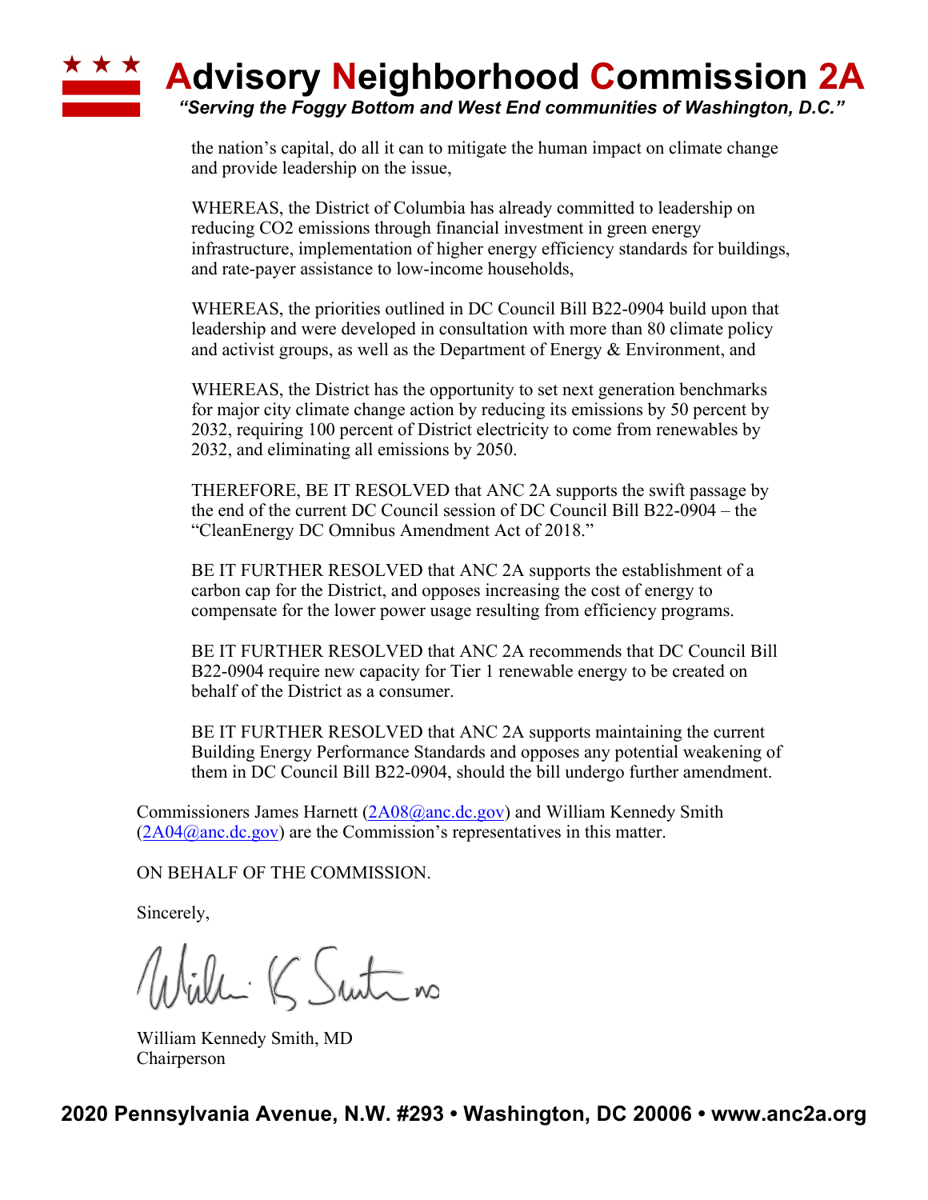the nation's capital, do all it can to mitigate the human impact on climate change and provide leadership on the issue,

WHEREAS, the District of Columbia has already committed to leadership on reducing $CO_2$ emissions through financial investment in green energy infrastructure, implementation of higher energy efficiency standards for buildings, and rate-payer assistance to low-income households,

WHEREAS, the priorities outlined in DC Council Bill B22-0904 build upon that leadership and were developed in consultation with more than 80 climate policy and activist groups, as well as the Department of Energy & Environment, and

WHEREAS, the District has the opportunity to set next generation benchmarks for major city climate change action by reducing its emissions by 50 percent by 2032, requiring 100 percent of District electricity to come from renewables by 2032, and eliminating all emissions by 2050.

THEREFORE, BE IT RESOLVED that ANC 2A supports the swift passage by the end of the current DC Council session of DC Council Bill B22-0904 – the "CleanEnergy DC Omnibus Amendment Act of 2018."

BE IT FURTHER RESOLVED that ANC 2A supports the establishment of a carbon cap for the District, and opposes increasing the cost of energy to compensate for the lower power usage resulting from efficiency programs.

BE IT FURTHER RESOLVED that ANC 2A recommends that DC Council Bill B22-0904 require new capacity for Tier 1 renewable energy to be created on behalf of the District as a consumer.

BE IT FURTHER RESOLVED that ANC 2A supports maintaining the current Building Energy Performance Standards and opposes any potential weakening of them in DC Council Bill B22-0904, should the bill undergo further amendment.

Commissioners James Harnett (2A08@anc.dc.gov) and William Kennedy Smith (2A04@anc.dc.gov) are the Commission's representatives in this matter.

ON BEHALF OF THE COMMISSION.

Sincerely,

William Kennedy Smith, MD
Chairperson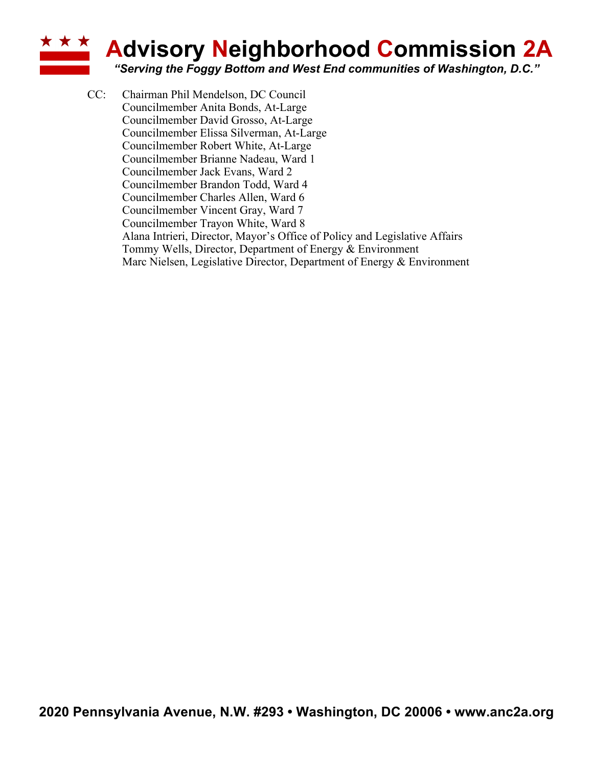CC: Chairman Phil Mendelson, DC Council
Councilmember Anita Bonds, At-Large
Councilmember David Grosso, At-Large
Councilmember Elissa Silverman, At-Large
Councilmember Robert White, At-Large
Councilmember Brianne Nadeau, Ward 1
Councilmember Jack Evans, Ward 2
Councilmember Brandon Todd, Ward 4
Councilmember Charles Allen, Ward 6
Councilmember Vincent Gray, Ward 7
Councilmember Trayon White, Ward 8
Alana Intrieri, Director, Mayor's Office of Policy and Legislative Affairs
Tommy Wells, Director, Department of Energy & Environment
Marc Nielsen, Legislative Director, Department of Energy & Environment